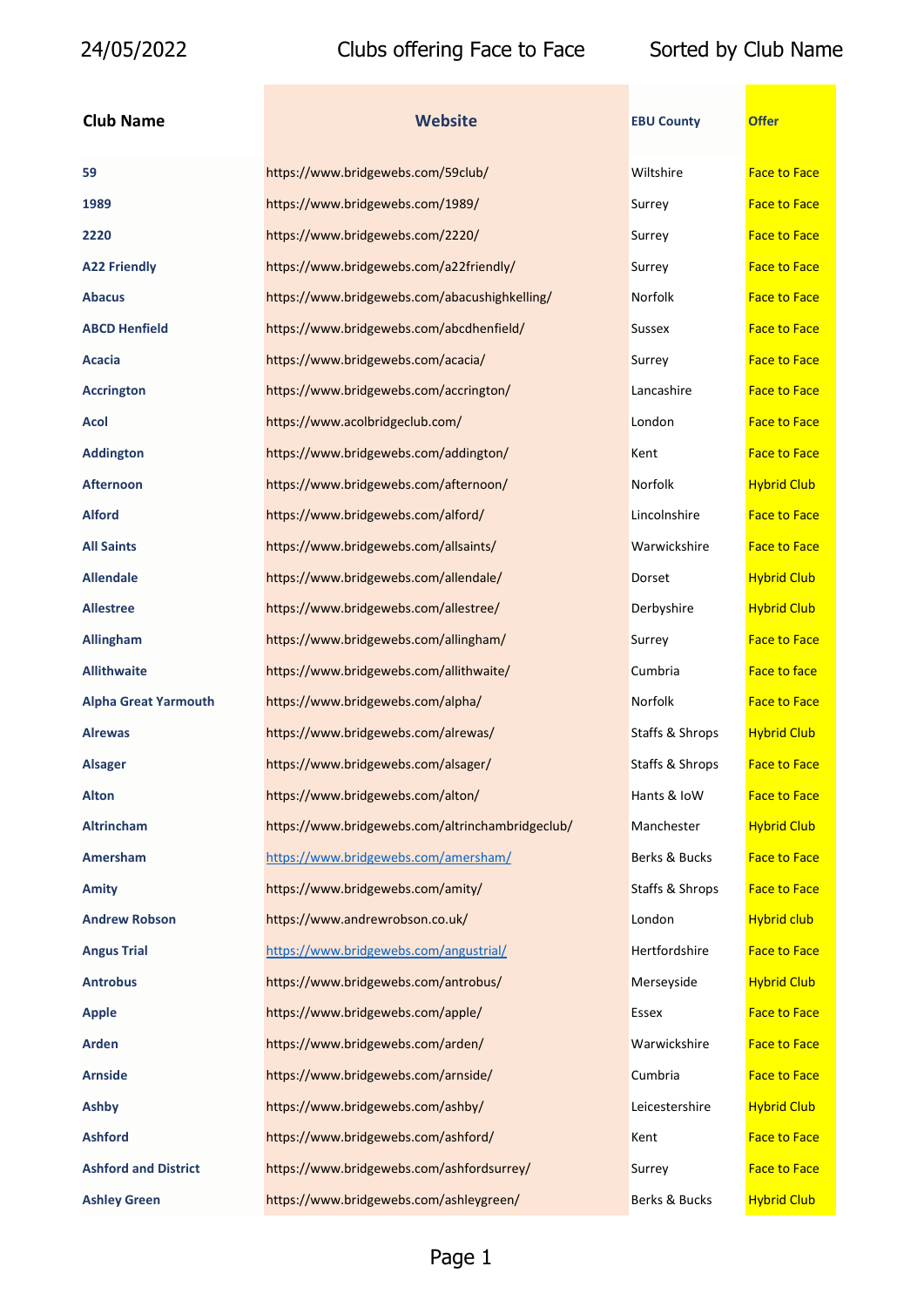24/05/2022 Clubs offering Face to Face Sorted by Club Name

| Club Name | Website | EBU County | Offer |
|---|---|---|---|
| **59** | https://www.bridgewebs.com/59club/ | Wiltshire | Face to Face |
| **1989** | https://www.bridgewebs.com/1989/ | Surrey | Face to Face |
| **2220** | https://www.bridgewebs.com/2220/ | Surrey | Face to Face |
| **A22 Friendly** | https://www.bridgewebs.com/a22friendly/ | Surrey | Face to Face |
| **Abacus** | https://www.bridgewebs.com/abacushighkelling/ | Norfolk | Face to Face |
| **ABCD Henfield** | https://www.bridgewebs.com/abcdhenfield/ | Sussex | Face to Face |
| **Acacia** | https://www.bridgewebs.com/acacia/ | Surrey | Face to Face |
| **Accrington** | https://www.bridgewebs.com/accrington/ | Lancashire | Face to Face |
| **Acol** | https://www.acolbridgeclub.com/ | London | Face to Face |
| **Addington** | https://www.bridgewebs.com/addington/ | Kent | Face to Face |
| **Afternoon** | https://www.bridgewebs.com/afternoon/ | Norfolk | Hybrid Club |
| **Alford** | https://www.bridgewebs.com/alford/ | Lincolnshire | Face to Face |
| **All Saints** | https://www.bridgewebs.com/allsaints/ | Warwickshire | Face to Face |
| **Allendale** | https://www.bridgewebs.com/allendale/ | Dorset | Hybrid Club |
| **Allestree** | https://www.bridgewebs.com/allestree/ | Derbyshire | Hybrid Club |
| **Allingham** | https://www.bridgewebs.com/allingham/ | Surrey | Face to Face |
| **Allithwaite** | https://www.bridgewebs.com/allithwaite/ | Cumbria | Face to face |
| **Alpha Great Yarmouth** | https://www.bridgewebs.com/alpha/ | Norfolk | Face to Face |
| **Alrewas** | https://www.bridgewebs.com/alrewas/ | Staffs & Shrops | Hybrid Club |
| **Alsager** | https://www.bridgewebs.com/alsager/ | Staffs & Shrops | Face to Face |
| **Alton** | https://www.bridgewebs.com/alton/ | Hants & IoW | Face to Face |
| **Altrincham** | https://www.bridgewebs.com/altrinchambridgeclub/ | Manchester | Hybrid Club |
| **Amersham** | https://www.bridgewebs.com/amersham/ | Berks & Bucks | Face to Face |
| **Amity** | https://www.bridgewebs.com/amity/ | Staffs & Shrops | Face to Face |
| **Andrew Robson** | https://www.andrewrobson.co.uk/ | London | Hybrid club |
| **Angus Trial** | https://www.bridgewebs.com/angustrial/ | Hertfordshire | Face to Face |
| **Antrobus** | https://www.bridgewebs.com/antrobus/ | Merseyside | Hybrid Club |
| **Apple** | https://www.bridgewebs.com/apple/ | Essex | Face to Face |
| **Arden** | https://www.bridgewebs.com/arden/ | Warwickshire | Face to Face |
| **Arnside** | https://www.bridgewebs.com/arnside/ | Cumbria | Face to Face |
| **Ashby** | https://www.bridgewebs.com/ashby/ | Leicestershire | Hybrid Club |
| **Ashford** | https://www.bridgewebs.com/ashford/ | Kent | Face to Face |
| **Ashford and District** | https://www.bridgewebs.com/ashfordsurrey/ | Surrey | Face to Face |
| **Ashley Green** | https://www.bridgewebs.com/ashleygreen/ | Berks & Bucks | Hybrid Club |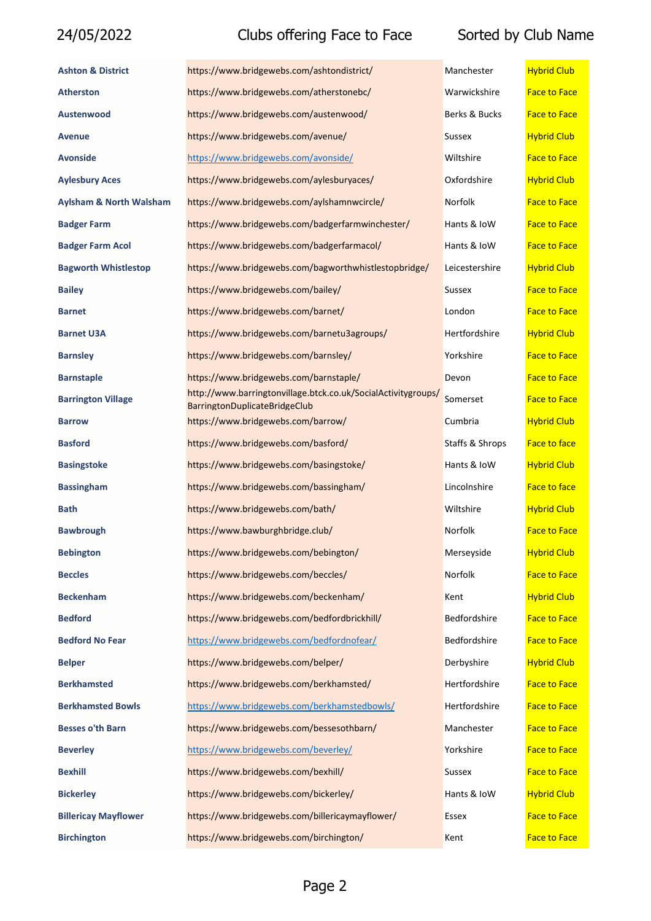24/05/2022 Clubs offering Face to Face Sorted by Club Name

| | | | |
|---|---|---|---|
| **Ashton & District** | https://www.bridgewebs.com/ashtondistrict/ | Manchester | Hybrid Club |
| **Atherston** | https://www.bridgewebs.com/atherstonebc/ | Warwickshire | Face to Face |
| **Austenwood** | https://www.bridgewebs.com/austenwood/ | Berks & Bucks | Face to Face |
| **Avenue** | https://www.bridgewebs.com/avenue/ | Sussex | Hybrid Club |
| **Avonside** | https://www.bridgewebs.com/avonside/ | Wiltshire | Face to Face |
| **Aylesbury Aces** | https://www.bridgewebs.com/aylesburyaces/ | Oxfordshire | Hybrid Club |
| **Aylsham & North Walsham** | https://www.bridgewebs.com/aylshamnwcircle/ | Norfolk | Face to Face |
| **Badger Farm** | https://www.bridgewebs.com/badgerfarmwinchester/ | Hants & IoW | Face to Face |
| **Badger Farm Acol** | https://www.bridgewebs.com/badgerfarmacol/ | Hants & IoW | Face to Face |
| **Bagworth Whistlestop** | https://www.bridgewebs.com/bagworthwhistlestopbridge/ | Leicestershire | Hybrid Club |
| **Bailey** | https://www.bridgewebs.com/bailey/ | Sussex | Face to Face |
| **Barnet** | https://www.bridgewebs.com/barnet/ | London | Face to Face |
| **Barnet U3A** | https://www.bridgewebs.com/barnetu3agroups/ | Hertfordshire | Hybrid Club |
| **Barnsley** | https://www.bridgewebs.com/barnsley/ | Yorkshire | Face to Face |
| **Barnstaple** | https://www.bridgewebs.com/barnstaple/ | Devon | Face to Face |
| **Barrington Village** | http://www.barringtonvillage.btck.co.uk/SocialActivitygroups/BarringtonDuplicateBridgeClub | Somerset | Face to Face |
| **Barrow** | https://www.bridgewebs.com/barrow/ | Cumbria | Hybrid Club |
| **Basford** | https://www.bridgewebs.com/basford/ | Staffs & Shrops | Face to face |
| **Basingstoke** | https://www.bridgewebs.com/basingstoke/ | Hants & IoW | Hybrid Club |
| **Bassingham** | https://www.bridgewebs.com/bassingham/ | Lincolnshire | Face to face |
| **Bath** | https://www.bridgewebs.com/bath/ | Wiltshire | Hybrid Club |
| **Bawbrough** | https://www.bawburghbridge.club/ | Norfolk | Face to Face |
| **Bebington** | https://www.bridgewebs.com/bebington/ | Merseyside | Hybrid Club |
| **Beccles** | https://www.bridgewebs.com/beccles/ | Norfolk | Face to Face |
| **Beckenham** | https://www.bridgewebs.com/beckenham/ | Kent | Hybrid Club |
| **Bedford** | https://www.bridgewebs.com/bedfordbrickhill/ | Bedfordshire | Face to Face |
| **Bedford No Fear** | https://www.bridgewebs.com/bedfordnofear/ | Bedfordshire | Face to Face |
| **Belper** | https://www.bridgewebs.com/belper/ | Derbyshire | Hybrid Club |
| **Berkhamsted** | https://www.bridgewebs.com/berkhamsted/ | Hertfordshire | Face to Face |
| **Berkhamsted Bowls** | https://www.bridgewebs.com/berkhamstedbowls/ | Hertfordshire | Face to Face |
| **Besses o'th Barn** | https://www.bridgewebs.com/bessesothbarn/ | Manchester | Face to Face |
| **Beverley** | https://www.bridgewebs.com/beverley/ | Yorkshire | Face to Face |
| **Bexhill** | https://www.bridgewebs.com/bexhill/ | Sussex | Face to Face |
| **Bickerley** | https://www.bridgewebs.com/bickerley/ | Hants & IoW | Hybrid Club |
| **Billericay Mayflower** | https://www.bridgewebs.com/billericaymayflower/ | Essex | Face to Face |
| **Birchington** | https://www.bridgewebs.com/birchington/ | Kent | Face to Face |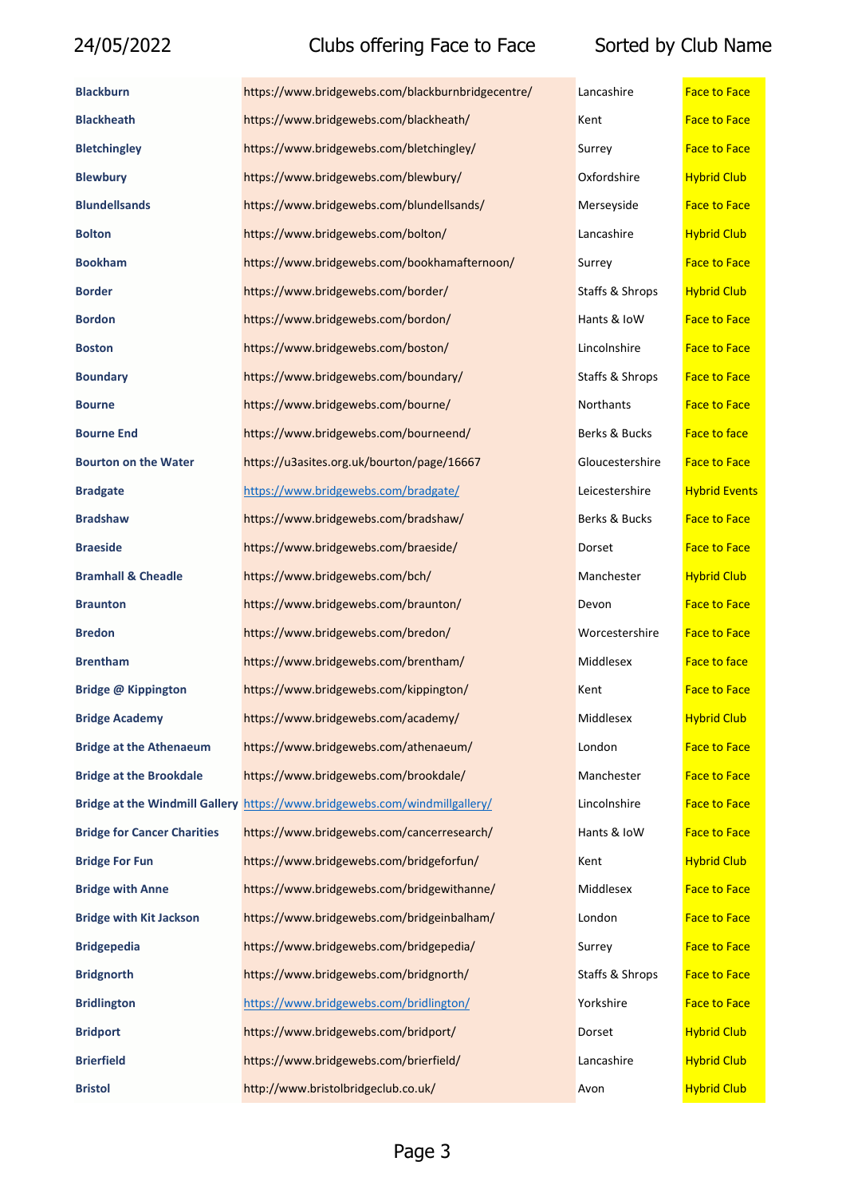24/05/2022 Clubs offering Face to Face Sorted by Club Name

| Club | Website | County | Status |
|---|---|---|---|
| **Blackburn** | https://www.bridgewebs.com/blackburnbridgecentre/ | Lancashire | Face to Face |
| **Blackheath** | https://www.bridgewebs.com/blackheath/ | Kent | Face to Face |
| **Bletchingley** | https://www.bridgewebs.com/bletchingley/ | Surrey | Face to Face |
| **Blewbury** | https://www.bridgewebs.com/blewbury/ | Oxfordshire | Hybrid Club |
| **Blundellsands** | https://www.bridgewebs.com/blundellsands/ | Merseyside | Face to Face |
| **Bolton** | https://www.bridgewebs.com/bolton/ | Lancashire | Hybrid Club |
| **Bookham** | https://www.bridgewebs.com/bookhamafternoon/ | Surrey | Face to Face |
| **Border** | https://www.bridgewebs.com/border/ | Staffs & Shrops | Hybrid Club |
| **Bordon** | https://www.bridgewebs.com/bordon/ | Hants & IoW | Face to Face |
| **Boston** | https://www.bridgewebs.com/boston/ | Lincolnshire | Face to Face |
| **Boundary** | https://www.bridgewebs.com/boundary/ | Staffs & Shrops | Face to Face |
| **Bourne** | https://www.bridgewebs.com/bourne/ | Northants | Face to Face |
| **Bourne End** | https://www.bridgewebs.com/bourneend/ | Berks & Bucks | Face to face |
| **Bourton on the Water** | https://u3asites.org.uk/bourton/page/16667 | Gloucestershire | Face to Face |
| **Bradgate** | https://www.bridgewebs.com/bradgate/ | Leicestershire | Hybrid Events |
| **Bradshaw** | https://www.bridgewebs.com/bradshaw/ | Berks & Bucks | Face to Face |
| **Braeside** | https://www.bridgewebs.com/braeside/ | Dorset | Face to Face |
| **Bramhall & Cheadle** | https://www.bridgewebs.com/bch/ | Manchester | Hybrid Club |
| **Braunton** | https://www.bridgewebs.com/braunton/ | Devon | Face to Face |
| **Bredon** | https://www.bridgewebs.com/bredon/ | Worcestershire | Face to Face |
| **Brentham** | https://www.bridgewebs.com/brentham/ | Middlesex | Face to face |
| **Bridge @ Kippington** | https://www.bridgewebs.com/kippington/ | Kent | Face to Face |
| **Bridge Academy** | https://www.bridgewebs.com/academy/ | Middlesex | Hybrid Club |
| **Bridge at the Athenaeum** | https://www.bridgewebs.com/athenaeum/ | London | Face to Face |
| **Bridge at the Brookdale** | https://www.bridgewebs.com/brookdale/ | Manchester | Face to Face |
| **Bridge at the Windmill Gallery** | https://www.bridgewebs.com/windmillgallery/ | Lincolnshire | Face to Face |
| **Bridge for Cancer Charities** | https://www.bridgewebs.com/cancerresearch/ | Hants & IoW | Face to Face |
| **Bridge For Fun** | https://www.bridgewebs.com/bridgeforfun/ | Kent | Hybrid Club |
| **Bridge with Anne** | https://www.bridgewebs.com/bridgewithanne/ | Middlesex | Face to Face |
| **Bridge with Kit Jackson** | https://www.bridgewebs.com/bridgeinbalham/ | London | Face to Face |
| **Bridgepedia** | https://www.bridgewebs.com/bridgepedia/ | Surrey | Face to Face |
| **Bridgnorth** | https://www.bridgewebs.com/bridgnorth/ | Staffs & Shrops | Face to Face |
| **Bridlington** | https://www.bridgewebs.com/bridlington/ | Yorkshire | Face to Face |
| **Bridport** | https://www.bridgewebs.com/bridport/ | Dorset | Hybrid Club |
| **Brierfield** | https://www.bridgewebs.com/brierfield/ | Lancashire | Hybrid Club |
| **Bristol** | http://www.bristolbridgeclub.co.uk/ | Avon | Hybrid Club |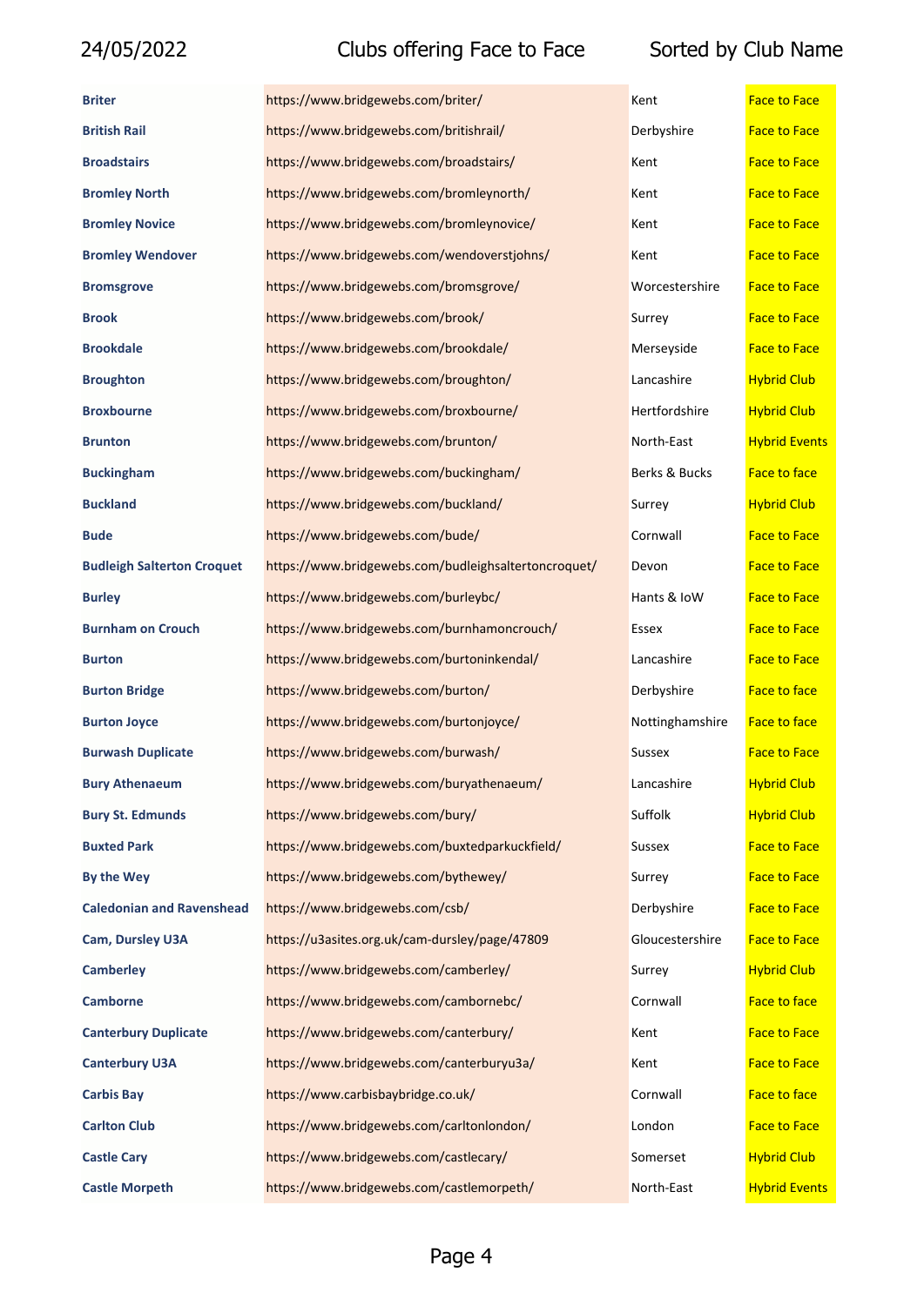| | | | |
|---|---|---|---|
| **Briter** | https://www.bridgewebs.com/briter/ | Kent | Face to Face |
| **British Rail** | https://www.bridgewebs.com/britishrail/ | Derbyshire | Face to Face |
| **Broadstairs** | https://www.bridgewebs.com/broadstairs/ | Kent | Face to Face |
| **Bromley North** | https://www.bridgewebs.com/bromleynorth/ | Kent | Face to Face |
| **Bromley Novice** | https://www.bridgewebs.com/bromleynovice/ | Kent | Face to Face |
| **Bromley Wendover** | https://www.bridgewebs.com/wendoverstjohns/ | Kent | Face to Face |
| **Bromsgrove** | https://www.bridgewebs.com/bromsgrove/ | Worcestershire | Face to Face |
| **Brook** | https://www.bridgewebs.com/brook/ | Surrey | Face to Face |
| **Brookdale** | https://www.bridgewebs.com/brookdale/ | Merseyside | Face to Face |
| **Broughton** | https://www.bridgewebs.com/broughton/ | Lancashire | Hybrid Club |
| **Broxbourne** | https://www.bridgewebs.com/broxbourne/ | Hertfordshire | Hybrid Club |
| **Brunton** | https://www.bridgewebs.com/brunton/ | North-East | Hybrid Events |
| **Buckingham** | https://www.bridgewebs.com/buckingham/ | Berks & Bucks | Face to face |
| **Buckland** | https://www.bridgewebs.com/buckland/ | Surrey | Hybrid Club |
| **Bude** | https://www.bridgewebs.com/bude/ | Cornwall | Face to Face |
| **Budleigh Salterton Croquet** | https://www.bridgewebs.com/budleighsaltertoncroquet/ | Devon | Face to Face |
| **Burley** | https://www.bridgewebs.com/burleybc/ | Hants & IoW | Face to Face |
| **Burnham on Crouch** | https://www.bridgewebs.com/burnhamoncrouch/ | Essex | Face to Face |
| **Burton** | https://www.bridgewebs.com/burtoninkendal/ | Lancashire | Face to Face |
| **Burton Bridge** | https://www.bridgewebs.com/burton/ | Derbyshire | Face to face |
| **Burton Joyce** | https://www.bridgewebs.com/burtonjoyce/ | Nottinghamshire | Face to face |
| **Burwash Duplicate** | https://www.bridgewebs.com/burwash/ | Sussex | Face to Face |
| **Bury Athenaeum** | https://www.bridgewebs.com/buryathenaeum/ | Lancashire | Hybrid Club |
| **Bury St. Edmunds** | https://www.bridgewebs.com/bury/ | Suffolk | Hybrid Club |
| **Buxted Park** | https://www.bridgewebs.com/buxtedparkuckfield/ | Sussex | Face to Face |
| **By the Wey** | https://www.bridgewebs.com/bythewey/ | Surrey | Face to Face |
| **Caledonian and Ravenshead** | https://www.bridgewebs.com/csb/ | Derbyshire | Face to Face |
| **Cam, Dursley U3A** | https://u3asites.org.uk/cam-dursley/page/47809 | Gloucestershire | Face to Face |
| **Camberley** | https://www.bridgewebs.com/camberley/ | Surrey | Hybrid Club |
| **Camborne** | https://www.bridgewebs.com/cambornebc/ | Cornwall | Face to face |
| **Canterbury Duplicate** | https://www.bridgewebs.com/canterbury/ | Kent | Face to Face |
| **Canterbury U3A** | https://www.bridgewebs.com/canterburyu3a/ | Kent | Face to Face |
| **Carbis Bay** | https://www.carbisbaybridge.co.uk/ | Cornwall | Face to face |
| **Carlton Club** | https://www.bridgewebs.com/carltonlondon/ | London | Face to Face |
| **Castle Cary** | https://www.bridgewebs.com/castlecary/ | Somerset | Hybrid Club |
| **Castle Morpeth** | https://www.bridgewebs.com/castlemorpeth/ | North-East | Hybrid Events |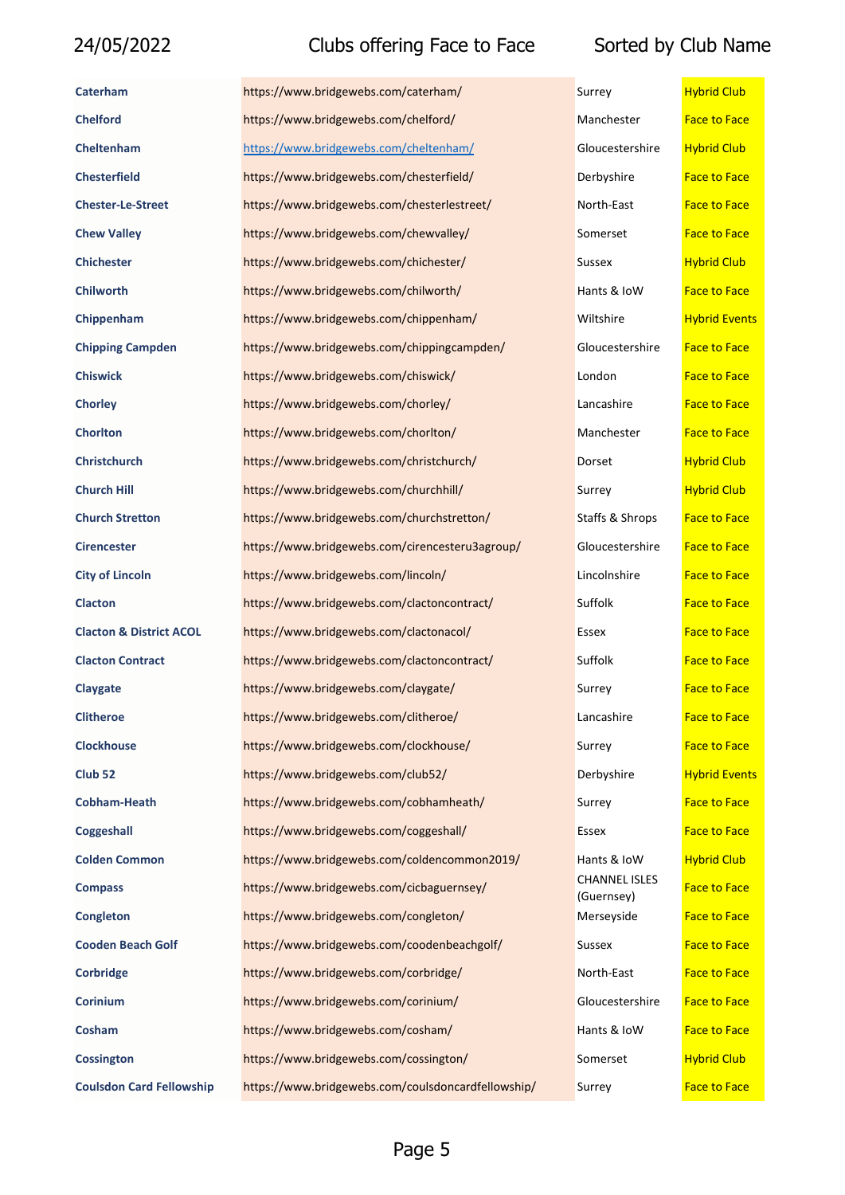24/05/2022 Clubs offering Face to Face Sorted by Club Name

| | | | |
|---|---|---|---|
| **Caterham** | https://www.bridgewebs.com/caterham/ | Surrey | Hybrid Club |
| **Chelford** | https://www.bridgewebs.com/chelford/ | Manchester | Face to Face |
| **Cheltenham** | https://www.bridgewebs.com/cheltenham/ | Gloucestershire | Hybrid Club |
| **Chesterfield** | https://www.bridgewebs.com/chesterfield/ | Derbyshire | Face to Face |
| **Chester-Le-Street** | https://www.bridgewebs.com/chesterlestreet/ | North-East | Face to Face |
| **Chew Valley** | https://www.bridgewebs.com/chewvalley/ | Somerset | Face to Face |
| **Chichester** | https://www.bridgewebs.com/chichester/ | Sussex | Hybrid Club |
| **Chilworth** | https://www.bridgewebs.com/chilworth/ | Hants & IoW | Face to Face |
| **Chippenham** | https://www.bridgewebs.com/chippenham/ | Wiltshire | Hybrid Events |
| **Chipping Campden** | https://www.bridgewebs.com/chippingcampden/ | Gloucestershire | Face to Face |
| **Chiswick** | https://www.bridgewebs.com/chiswick/ | London | Face to Face |
| **Chorley** | https://www.bridgewebs.com/chorley/ | Lancashire | Face to Face |
| **Chorlton** | https://www.bridgewebs.com/chorlton/ | Manchester | Face to Face |
| **Christchurch** | https://www.bridgewebs.com/christchurch/ | Dorset | Hybrid Club |
| **Church Hill** | https://www.bridgewebs.com/churchhill/ | Surrey | Hybrid Club |
| **Church Stretton** | https://www.bridgewebs.com/churchstretton/ | Staffs & Shrops | Face to Face |
| **Cirencester** | https://www.bridgewebs.com/cirencesteru3agroup/ | Gloucestershire | Face to Face |
| **City of Lincoln** | https://www.bridgewebs.com/lincoln/ | Lincolnshire | Face to Face |
| **Clacton** | https://www.bridgewebs.com/clactoncontract/ | Suffolk | Face to Face |
| **Clacton & District ACOL** | https://www.bridgewebs.com/clactonacol/ | Essex | Face to Face |
| **Clacton Contract** | https://www.bridgewebs.com/clactoncontract/ | Suffolk | Face to Face |
| **Claygate** | https://www.bridgewebs.com/claygate/ | Surrey | Face to Face |
| **Clitheroe** | https://www.bridgewebs.com/clitheroe/ | Lancashire | Face to Face |
| **Clockhouse** | https://www.bridgewebs.com/clockhouse/ | Surrey | Face to Face |
| **Club 52** | https://www.bridgewebs.com/club52/ | Derbyshire | Hybrid Events |
| **Cobham-Heath** | https://www.bridgewebs.com/cobhamheath/ | Surrey | Face to Face |
| **Coggeshall** | https://www.bridgewebs.com/coggeshall/ | Essex | Face to Face |
| **Colden Common** | https://www.bridgewebs.com/coldencommon2019/ | Hants & IoW | Hybrid Club |
| **Compass** | https://www.bridgewebs.com/cicbaguernsey/ | CHANNEL ISLES (Guernsey) | Face to Face |
| **Congleton** | https://www.bridgewebs.com/congleton/ | Merseyside | Face to Face |
| **Cooden Beach Golf** | https://www.bridgewebs.com/coodenbeachgolf/ | Sussex | Face to Face |
| **Corbridge** | https://www.bridgewebs.com/corbridge/ | North-East | Face to Face |
| **Corinium** | https://www.bridgewebs.com/corinium/ | Gloucestershire | Face to Face |
| **Cosham** | https://www.bridgewebs.com/cosham/ | Hants & IoW | Face to Face |
| **Cossington** | https://www.bridgewebs.com/cossington/ | Somerset | Hybrid Club |
| **Coulsdon Card Fellowship** | https://www.bridgewebs.com/coulsdoncardfellowship/ | Surrey | Face to Face |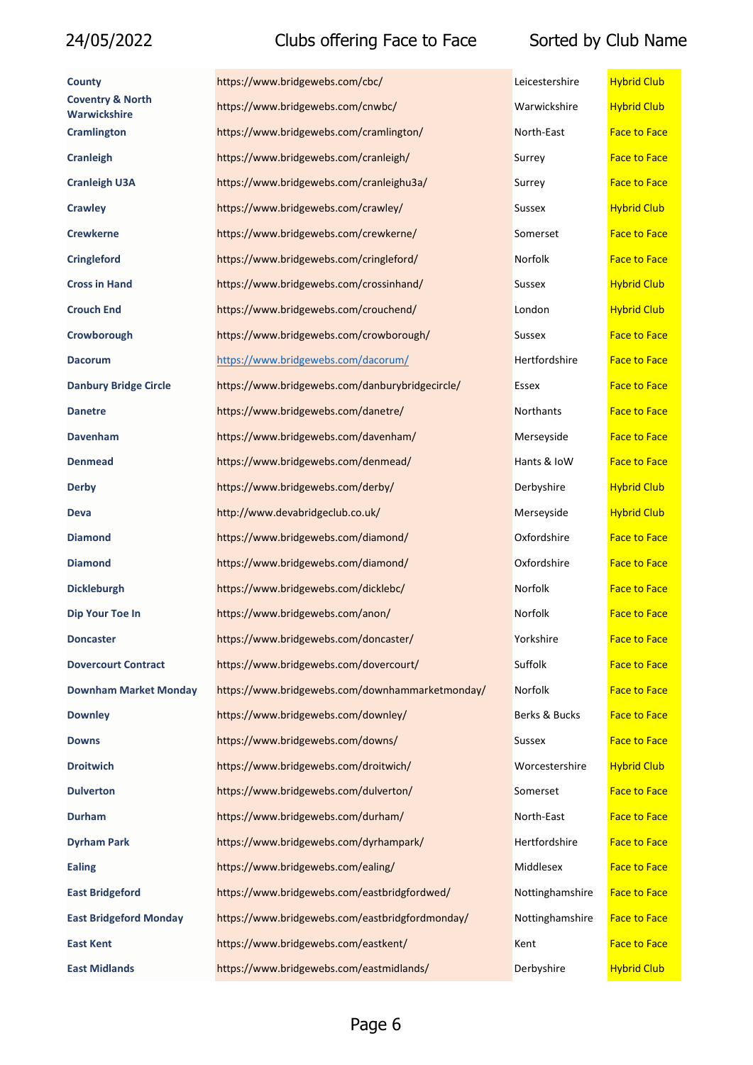| Club | Website | County | Type |
|---|---|---|---|
| **County** | https://www.bridgewebs.com/cbc/ | Leicestershire | Hybrid Club |
| **Coventry & North Warwickshire** | https://www.bridgewebs.com/cnwbc/ | Warwickshire | Hybrid Club |
| **Cramlington** | https://www.bridgewebs.com/cramlington/ | North-East | Face to Face |
| **Cranleigh** | https://www.bridgewebs.com/cranleigh/ | Surrey | Face to Face |
| **Cranleigh U3A** | https://www.bridgewebs.com/cranleighu3a/ | Surrey | Face to Face |
| **Crawley** | https://www.bridgewebs.com/crawley/ | Sussex | Hybrid Club |
| **Crewkerne** | https://www.bridgewebs.com/crewkerne/ | Somerset | Face to Face |
| **Cringleford** | https://www.bridgewebs.com/cringleford/ | Norfolk | Face to Face |
| **Cross in Hand** | https://www.bridgewebs.com/crossinhand/ | Sussex | Hybrid Club |
| **Crouch End** | https://www.bridgewebs.com/crouchend/ | London | Hybrid Club |
| **Crowborough** | https://www.bridgewebs.com/crowborough/ | Sussex | Face to Face |
| **Dacorum** | https://www.bridgewebs.com/dacorum/ | Hertfordshire | Face to Face |
| **Danbury Bridge Circle** | https://www.bridgewebs.com/danburybridgecircle/ | Essex | Face to Face |
| **Danetre** | https://www.bridgewebs.com/danetre/ | Northants | Face to Face |
| **Davenham** | https://www.bridgewebs.com/davenham/ | Merseyside | Face to Face |
| **Denmead** | https://www.bridgewebs.com/denmead/ | Hants & IoW | Face to Face |
| **Derby** | https://www.bridgewebs.com/derby/ | Derbyshire | Hybrid Club |
| **Deva** | http://www.devabridgeclub.co.uk/ | Merseyside | Hybrid Club |
| **Diamond** | https://www.bridgewebs.com/diamond/ | Oxfordshire | Face to Face |
| **Diamond** | https://www.bridgewebs.com/diamond/ | Oxfordshire | Face to Face |
| **Dickleburgh** | https://www.bridgewebs.com/dicklebc/ | Norfolk | Face to Face |
| **Dip Your Toe In** | https://www.bridgewebs.com/anon/ | Norfolk | Face to Face |
| **Doncaster** | https://www.bridgewebs.com/doncaster/ | Yorkshire | Face to Face |
| **Dovercourt Contract** | https://www.bridgewebs.com/dovercourt/ | Suffolk | Face to Face |
| **Downham Market Monday** | https://www.bridgewebs.com/downhammarketmonday/ | Norfolk | Face to Face |
| **Downley** | https://www.bridgewebs.com/downley/ | Berks & Bucks | Face to Face |
| **Downs** | https://www.bridgewebs.com/downs/ | Sussex | Face to Face |
| **Droitwich** | https://www.bridgewebs.com/droitwich/ | Worcestershire | Hybrid Club |
| **Dulverton** | https://www.bridgewebs.com/dulverton/ | Somerset | Face to Face |
| **Durham** | https://www.bridgewebs.com/durham/ | North-East | Face to Face |
| **Dyrham Park** | https://www.bridgewebs.com/dyrhampark/ | Hertfordshire | Face to Face |
| **Ealing** | https://www.bridgewebs.com/ealing/ | Middlesex | Face to Face |
| **East Bridgeford** | https://www.bridgewebs.com/eastbridgfordwed/ | Nottinghamshire | Face to Face |
| **East Bridgeford Monday** | https://www.bridgewebs.com/eastbridgfordmonday/ | Nottinghamshire | Face to Face |
| **East Kent** | https://www.bridgewebs.com/eastkent/ | Kent | Face to Face |
| **East Midlands** | https://www.bridgewebs.com/eastmidlands/ | Derbyshire | Hybrid Club |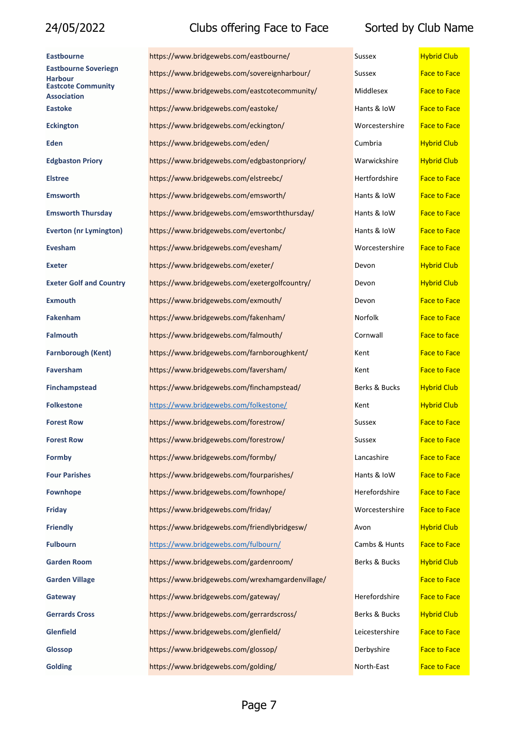24/05/2022 Clubs offering Face to Face Sorted by Club Name

| | | | |
|---|---|---|---|
| **Eastbourne** | https://www.bridgewebs.com/eastbourne/ | Sussex | Hybrid Club |
| **Eastbourne Soveriegn Harbour** | https://www.bridgewebs.com/sovereignharbour/ | Sussex | Face to Face |
| **Eastcote Community Association** | https://www.bridgewebs.com/eastcotecommunity/ | Middlesex | Face to Face |
| **Eastoke** | https://www.bridgewebs.com/eastoke/ | Hants & IoW | Face to Face |
| **Eckington** | https://www.bridgewebs.com/eckington/ | Worcestershire | Face to Face |
| **Eden** | https://www.bridgewebs.com/eden/ | Cumbria | Hybrid Club |
| **Edgbaston Priory** | https://www.bridgewebs.com/edgbastonpriory/ | Warwickshire | Hybrid Club |
| **Elstree** | https://www.bridgewebs.com/elstreebc/ | Hertfordshire | Face to Face |
| **Emsworth** | https://www.bridgewebs.com/emsworth/ | Hants & IoW | Face to Face |
| **Emsworth Thursday** | https://www.bridgewebs.com/emsworththursday/ | Hants & IoW | Face to Face |
| **Everton (nr Lymington)** | https://www.bridgewebs.com/evertonbc/ | Hants & IoW | Face to Face |
| **Evesham** | https://www.bridgewebs.com/evesham/ | Worcestershire | Face to Face |
| **Exeter** | https://www.bridgewebs.com/exeter/ | Devon | Hybrid Club |
| **Exeter Golf and Country** | https://www.bridgewebs.com/exetergolfcountry/ | Devon | Hybrid Club |
| **Exmouth** | https://www.bridgewebs.com/exmouth/ | Devon | Face to Face |
| **Fakenham** | https://www.bridgewebs.com/fakenham/ | Norfolk | Face to Face |
| **Falmouth** | https://www.bridgewebs.com/falmouth/ | Cornwall | Face to face |
| **Farnborough (Kent)** | https://www.bridgewebs.com/farnboroughkent/ | Kent | Face to Face |
| **Faversham** | https://www.bridgewebs.com/faversham/ | Kent | Face to Face |
| **Finchampstead** | https://www.bridgewebs.com/finchampstead/ | Berks & Bucks | Hybrid Club |
| **Folkestone** | https://www.bridgewebs.com/folkestone/ | Kent | Hybrid Club |
| **Forest Row** | https://www.bridgewebs.com/forestrow/ | Sussex | Face to Face |
| **Forest Row** | https://www.bridgewebs.com/forestrow/ | Sussex | Face to Face |
| **Formby** | https://www.bridgewebs.com/formby/ | Lancashire | Face to Face |
| **Four Parishes** | https://www.bridgewebs.com/fourparishes/ | Hants & IoW | Face to Face |
| **Fownhope** | https://www.bridgewebs.com/fownhope/ | Herefordshire | Face to Face |
| **Friday** | https://www.bridgewebs.com/friday/ | Worcestershire | Face to Face |
| **Friendly** | https://www.bridgewebs.com/friendlybridgesw/ | Avon | Hybrid Club |
| **Fulbourn** | https://www.bridgewebs.com/fulbourn/ | Cambs & Hunts | Face to Face |
| **Garden Room** | https://www.bridgewebs.com/gardenroom/ | Berks & Bucks | Hybrid Club |
| **Garden Village** | https://www.bridgewebs.com/wrexhamgardenvillage/ | | Face to Face |
| **Gateway** | https://www.bridgewebs.com/gateway/ | Herefordshire | Face to Face |
| **Gerrards Cross** | https://www.bridgewebs.com/gerrardscross/ | Berks & Bucks | Hybrid Club |
| **Glenfield** | https://www.bridgewebs.com/glenfield/ | Leicestershire | Face to Face |
| **Glossop** | https://www.bridgewebs.com/glossop/ | Derbyshire | Face to Face |
| **Golding** | https://www.bridgewebs.com/golding/ | North-East | Face to Face |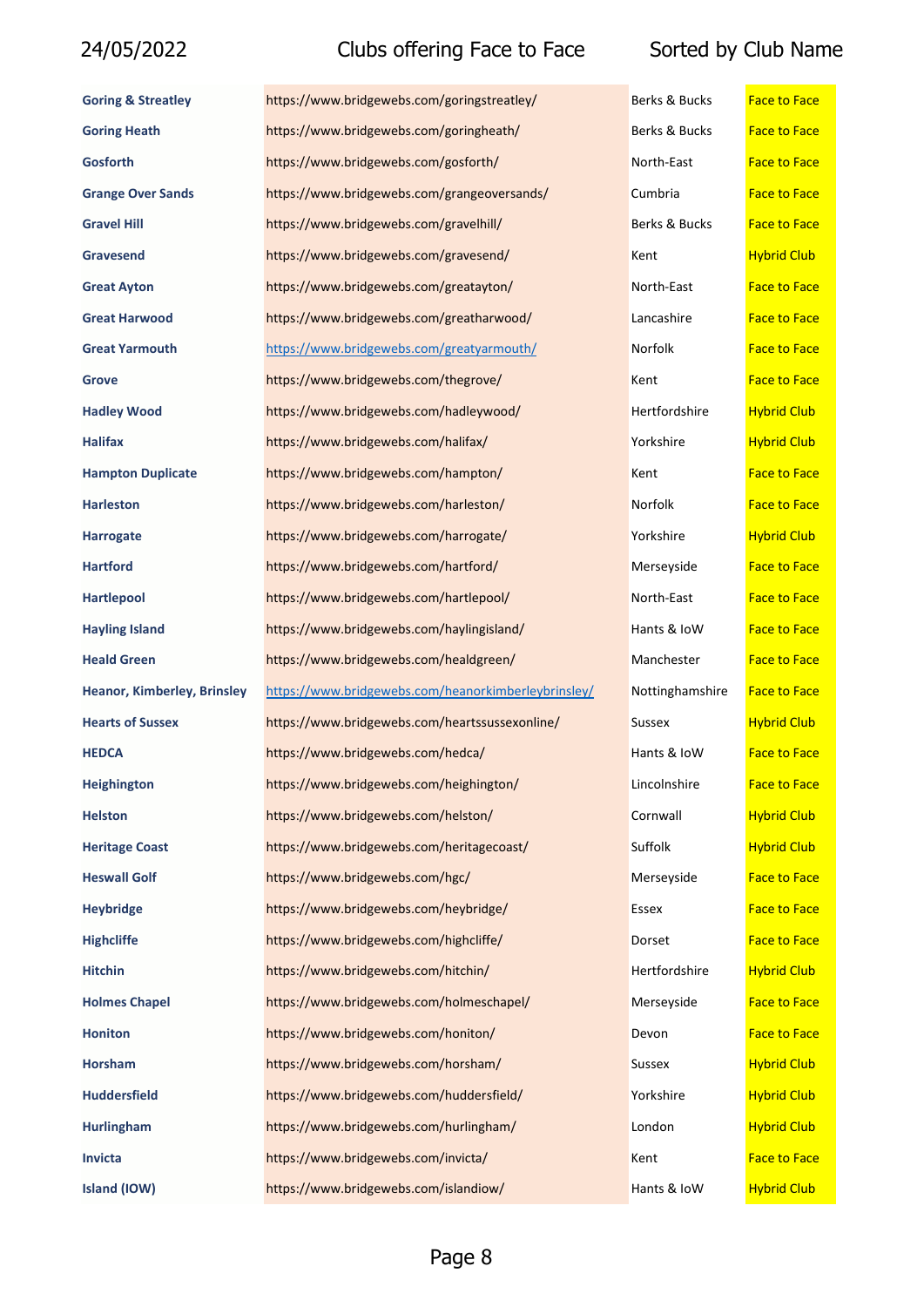| Club | Website | Region | Type |
|---|---|---|---|
| **Goring & Streatley** | https://www.bridgewebs.com/goringstreatley/ | Berks & Bucks | Face to Face |
| **Goring Heath** | https://www.bridgewebs.com/goringheath/ | Berks & Bucks | Face to Face |
| **Gosforth** | https://www.bridgewebs.com/gosforth/ | North-East | Face to Face |
| **Grange Over Sands** | https://www.bridgewebs.com/grangeoversands/ | Cumbria | Face to Face |
| **Gravel Hill** | https://www.bridgewebs.com/gravelhill/ | Berks & Bucks | Face to Face |
| **Gravesend** | https://www.bridgewebs.com/gravesend/ | Kent | Hybrid Club |
| **Great Ayton** | https://www.bridgewebs.com/greatayton/ | North-East | Face to Face |
| **Great Harwood** | https://www.bridgewebs.com/greatharwood/ | Lancashire | Face to Face |
| **Great Yarmouth** | https://www.bridgewebs.com/greatyarmouth/ | Norfolk | Face to Face |
| **Grove** | https://www.bridgewebs.com/thegrove/ | Kent | Face to Face |
| **Hadley Wood** | https://www.bridgewebs.com/hadleywood/ | Hertfordshire | Hybrid Club |
| **Halifax** | https://www.bridgewebs.com/halifax/ | Yorkshire | Hybrid Club |
| **Hampton Duplicate** | https://www.bridgewebs.com/hampton/ | Kent | Face to Face |
| **Harleston** | https://www.bridgewebs.com/harleston/ | Norfolk | Face to Face |
| **Harrogate** | https://www.bridgewebs.com/harrogate/ | Yorkshire | Hybrid Club |
| **Hartford** | https://www.bridgewebs.com/hartford/ | Merseyside | Face to Face |
| **Hartlepool** | https://www.bridgewebs.com/hartlepool/ | North-East | Face to Face |
| **Hayling Island** | https://www.bridgewebs.com/haylingisland/ | Hants & IoW | Face to Face |
| **Heald Green** | https://www.bridgewebs.com/healdgreen/ | Manchester | Face to Face |
| **Heanor, Kimberley, Brinsley** | https://www.bridgewebs.com/heanorkimberleybrinsley/ | Nottinghamshire | Face to Face |
| **Hearts of Sussex** | https://www.bridgewebs.com/heartssussexonline/ | Sussex | Hybrid Club |
| **HEDCA** | https://www.bridgewebs.com/hedca/ | Hants & IoW | Face to Face |
| **Heighington** | https://www.bridgewebs.com/heighington/ | Lincolnshire | Face to Face |
| **Helston** | https://www.bridgewebs.com/helston/ | Cornwall | Hybrid Club |
| **Heritage Coast** | https://www.bridgewebs.com/heritagecoast/ | Suffolk | Hybrid Club |
| **Heswall Golf** | https://www.bridgewebs.com/hgc/ | Merseyside | Face to Face |
| **Heybridge** | https://www.bridgewebs.com/heybridge/ | Essex | Face to Face |
| **Highcliffe** | https://www.bridgewebs.com/highcliffe/ | Dorset | Face to Face |
| **Hitchin** | https://www.bridgewebs.com/hitchin/ | Hertfordshire | Hybrid Club |
| **Holmes Chapel** | https://www.bridgewebs.com/holmeschapel/ | Merseyside | Face to Face |
| **Honiton** | https://www.bridgewebs.com/honiton/ | Devon | Face to Face |
| **Horsham** | https://www.bridgewebs.com/horsham/ | Sussex | Hybrid Club |
| **Huddersfield** | https://www.bridgewebs.com/huddersfield/ | Yorkshire | Hybrid Club |
| **Hurlingham** | https://www.bridgewebs.com/hurlingham/ | London | Hybrid Club |
| **Invicta** | https://www.bridgewebs.com/invicta/ | Kent | Face to Face |
| **Island (IOW)** | https://www.bridgewebs.com/islandiow/ | Hants & IoW | Hybrid Club |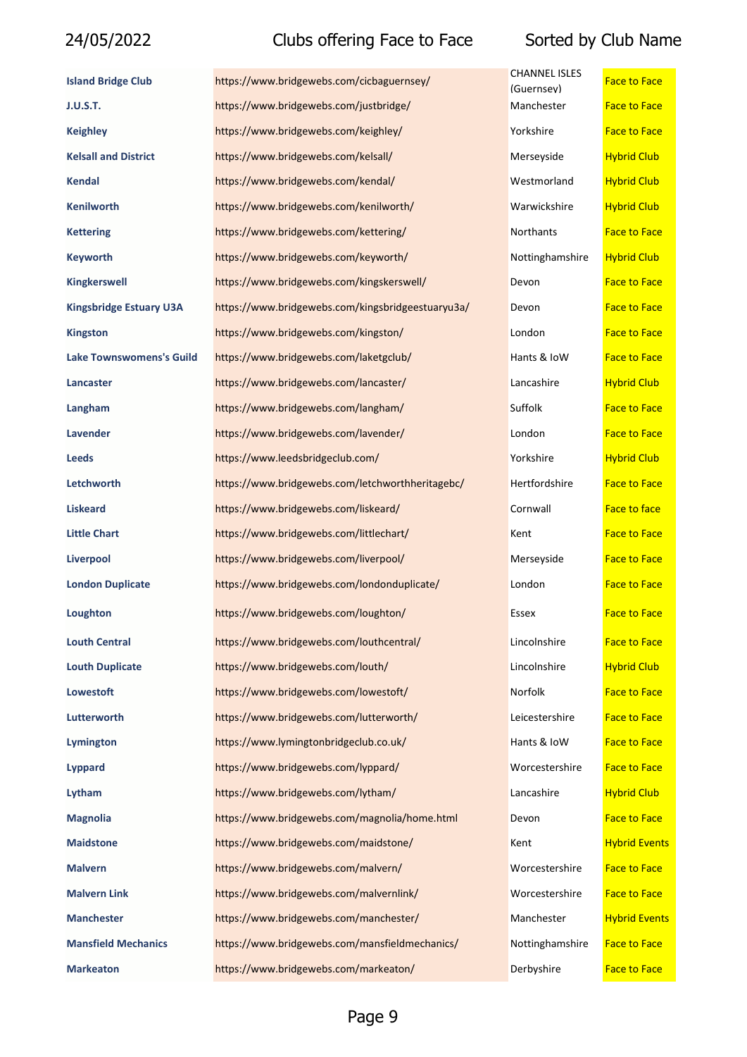| | | | |
|---|---|---|---|
| **Island Bridge Club** | https://www.bridgewebs.com/cicbaguernsey/ | CHANNEL ISLES (Guernsey) | Face to Face |
| **J.U.S.T.** | https://www.bridgewebs.com/justbridge/ | Manchester | Face to Face |
| **Keighley** | https://www.bridgewebs.com/keighley/ | Yorkshire | Face to Face |
| **Kelsall and District** | https://www.bridgewebs.com/kelsall/ | Merseyside | Hybrid Club |
| **Kendal** | https://www.bridgewebs.com/kendal/ | Westmorland | Hybrid Club |
| **Kenilworth** | https://www.bridgewebs.com/kenilworth/ | Warwickshire | Hybrid Club |
| **Kettering** | https://www.bridgewebs.com/kettering/ | Northants | Face to Face |
| **Keyworth** | https://www.bridgewebs.com/keyworth/ | Nottinghamshire | Hybrid Club |
| **Kingkerswell** | https://www.bridgewebs.com/kingskerswell/ | Devon | Face to Face |
| **Kingsbridge Estuary U3A** | https://www.bridgewebs.com/kingsbridgeestuaryu3a/ | Devon | Face to Face |
| **Kingston** | https://www.bridgewebs.com/kingston/ | London | Face to Face |
| **Lake Townswomens's Guild** | https://www.bridgewebs.com/laketgclub/ | Hants & IoW | Face to Face |
| **Lancaster** | https://www.bridgewebs.com/lancaster/ | Lancashire | Hybrid Club |
| **Langham** | https://www.bridgewebs.com/langham/ | Suffolk | Face to Face |
| **Lavender** | https://www.bridgewebs.com/lavender/ | London | Face to Face |
| **Leeds** | https://www.leedsbridgeclub.com/ | Yorkshire | Hybrid Club |
| **Letchworth** | https://www.bridgewebs.com/letchworthheritagebc/ | Hertfordshire | Face to Face |
| **Liskeard** | https://www.bridgewebs.com/liskeard/ | Cornwall | Face to face |
| **Little Chart** | https://www.bridgewebs.com/littlechart/ | Kent | Face to Face |
| **Liverpool** | https://www.bridgewebs.com/liverpool/ | Merseyside | Face to Face |
| **London Duplicate** | https://www.bridgewebs.com/londonduplicate/ | London | Face to Face |
| **Loughton** | https://www.bridgewebs.com/loughton/ | Essex | Face to Face |
| **Louth Central** | https://www.bridgewebs.com/louthcentral/ | Lincolnshire | Face to Face |
| **Louth Duplicate** | https://www.bridgewebs.com/louth/ | Lincolnshire | Hybrid Club |
| **Lowestoft** | https://www.bridgewebs.com/lowestoft/ | Norfolk | Face to Face |
| **Lutterworth** | https://www.bridgewebs.com/lutterworth/ | Leicestershire | Face to Face |
| **Lymington** | https://www.lymingtonbridgeclub.co.uk/ | Hants & IoW | Face to Face |
| **Lyppard** | https://www.bridgewebs.com/lyppard/ | Worcestershire | Face to Face |
| **Lytham** | https://www.bridgewebs.com/lytham/ | Lancashire | Hybrid Club |
| **Magnolia** | https://www.bridgewebs.com/magnolia/home.html | Devon | Face to Face |
| **Maidstone** | https://www.bridgewebs.com/maidstone/ | Kent | Hybrid Events |
| **Malvern** | https://www.bridgewebs.com/malvern/ | Worcestershire | Face to Face |
| **Malvern Link** | https://www.bridgewebs.com/malvernlink/ | Worcestershire | Face to Face |
| **Manchester** | https://www.bridgewebs.com/manchester/ | Manchester | Hybrid Events |
| **Mansfield Mechanics** | https://www.bridgewebs.com/mansfieldmechanics/ | Nottinghamshire | Face to Face |
| **Markeaton** | https://www.bridgewebs.com/markeaton/ | Derbyshire | Face to Face |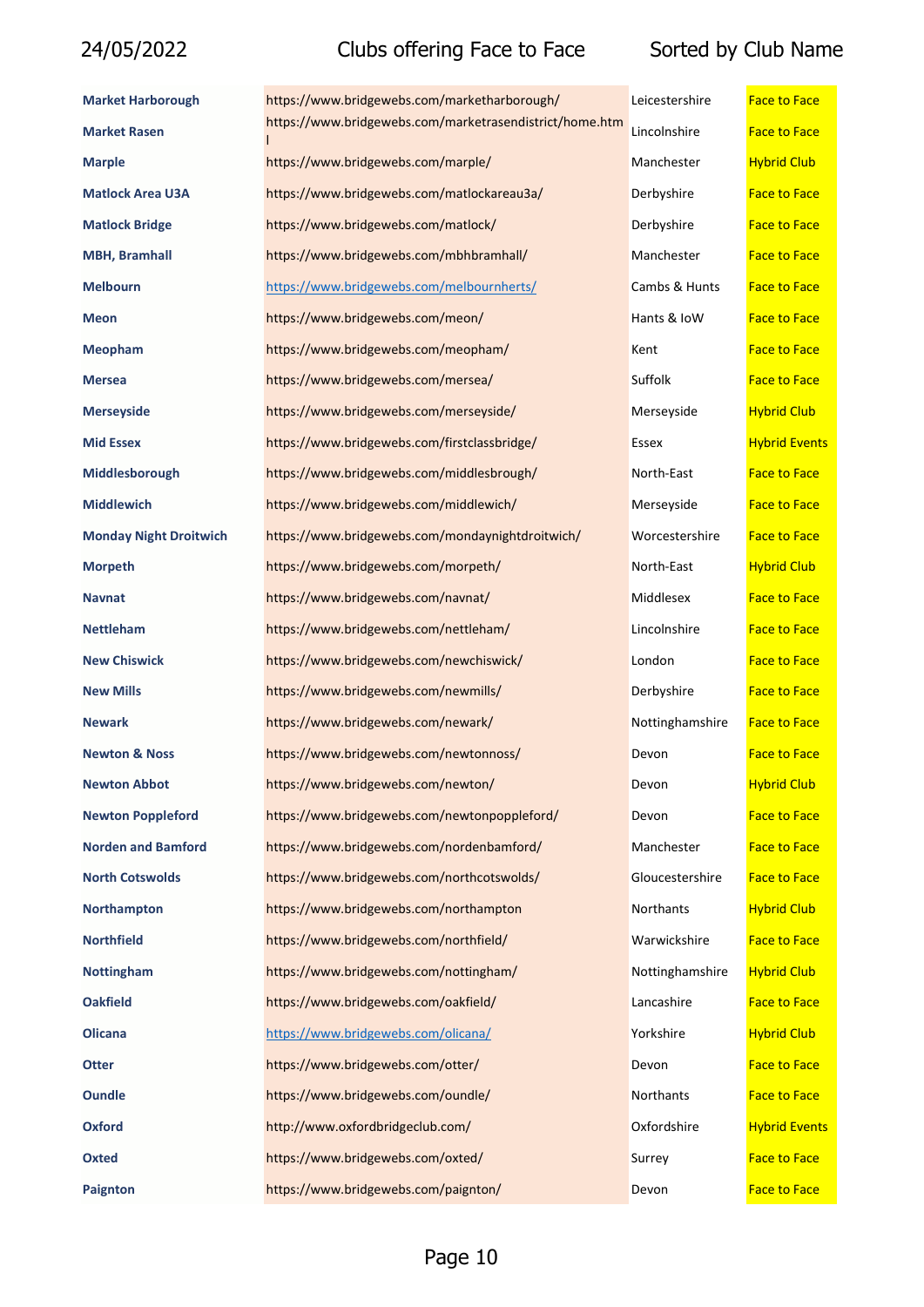24/05/2022 Clubs offering Face to Face Sorted by Club Name

| | | | |
|---|---|---|---|
| **Market Harborough** | https://www.bridgewebs.com/marketharborough/ | Leicestershire | Face to Face |
| **Market Rasen** | https://www.bridgewebs.com/marketrasendistrict/home.html | Lincolnshire | Face to Face |
| **Marple** | https://www.bridgewebs.com/marple/ | Manchester | Hybrid Club |
| **Matlock Area U3A** | https://www.bridgewebs.com/matlockareau3a/ | Derbyshire | Face to Face |
| **Matlock Bridge** | https://www.bridgewebs.com/matlock/ | Derbyshire | Face to Face |
| **MBH, Bramhall** | https://www.bridgewebs.com/mbhbramhall/ | Manchester | Face to Face |
| **Melbourn** | https://www.bridgewebs.com/melbournherts/ | Cambs & Hunts | Face to Face |
| **Meon** | https://www.bridgewebs.com/meon/ | Hants & IoW | Face to Face |
| **Meopham** | https://www.bridgewebs.com/meopham/ | Kent | Face to Face |
| **Mersea** | https://www.bridgewebs.com/mersea/ | Suffolk | Face to Face |
| **Merseyside** | https://www.bridgewebs.com/merseyside/ | Merseyside | Hybrid Club |
| **Mid Essex** | https://www.bridgewebs.com/firstclassbridge/ | Essex | Hybrid Events |
| **Middlesborough** | https://www.bridgewebs.com/middlesbrough/ | North-East | Face to Face |
| **Middlewich** | https://www.bridgewebs.com/middlewich/ | Merseyside | Face to Face |
| **Monday Night Droitwich** | https://www.bridgewebs.com/mondaynightdroitwich/ | Worcestershire | Face to Face |
| **Morpeth** | https://www.bridgewebs.com/morpeth/ | North-East | Hybrid Club |
| **Navnat** | https://www.bridgewebs.com/navnat/ | Middlesex | Face to Face |
| **Nettleham** | https://www.bridgewebs.com/nettleham/ | Lincolnshire | Face to Face |
| **New Chiswick** | https://www.bridgewebs.com/newchiswick/ | London | Face to Face |
| **New Mills** | https://www.bridgewebs.com/newmills/ | Derbyshire | Face to Face |
| **Newark** | https://www.bridgewebs.com/newark/ | Nottinghamshire | Face to Face |
| **Newton & Noss** | https://www.bridgewebs.com/newtonnoss/ | Devon | Face to Face |
| **Newton Abbot** | https://www.bridgewebs.com/newton/ | Devon | Hybrid Club |
| **Newton Poppleford** | https://www.bridgewebs.com/newtonpoppleford/ | Devon | Face to Face |
| **Norden and Bamford** | https://www.bridgewebs.com/nordenbamford/ | Manchester | Face to Face |
| **North Cotswolds** | https://www.bridgewebs.com/northcotswolds/ | Gloucestershire | Face to Face |
| **Northampton** | https://www.bridgewebs.com/northampton | Northants | Hybrid Club |
| **Northfield** | https://www.bridgewebs.com/northfield/ | Warwickshire | Face to Face |
| **Nottingham** | https://www.bridgewebs.com/nottingham/ | Nottinghamshire | Hybrid Club |
| **Oakfield** | https://www.bridgewebs.com/oakfield/ | Lancashire | Face to Face |
| **Olicana** | https://www.bridgewebs.com/olicana/ | Yorkshire | Hybrid Club |
| **Otter** | https://www.bridgewebs.com/otter/ | Devon | Face to Face |
| **Oundle** | https://www.bridgewebs.com/oundle/ | Northants | Face to Face |
| **Oxford** | http://www.oxfordbridgeclub.com/ | Oxfordshire | Hybrid Events |
| **Oxted** | https://www.bridgewebs.com/oxted/ | Surrey | Face to Face |
| **Paignton** | https://www.bridgewebs.com/paignton/ | Devon | Face to Face |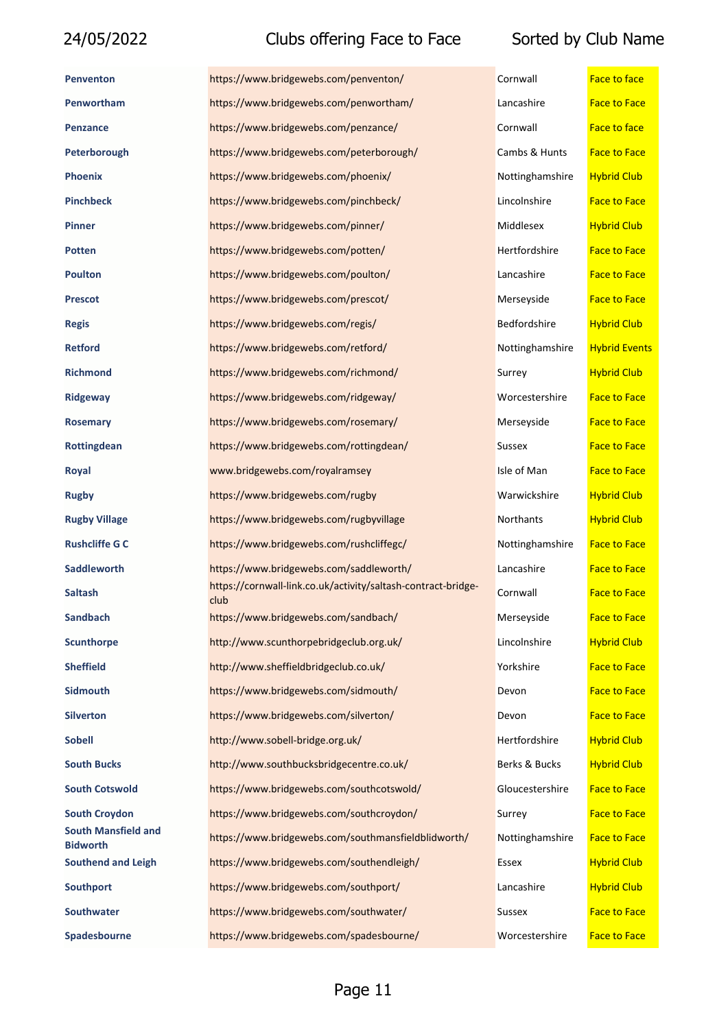| | | | |
|---|---|---|---|
| **Penventon** | https://www.bridgewebs.com/penventon/ | Cornwall | Face to face |
| **Penwortham** | https://www.bridgewebs.com/penwortham/ | Lancashire | Face to Face |
| **Penzance** | https://www.bridgewebs.com/penzance/ | Cornwall | Face to face |
| **Peterborough** | https://www.bridgewebs.com/peterborough/ | Cambs & Hunts | Face to Face |
| **Phoenix** | https://www.bridgewebs.com/phoenix/ | Nottinghamshire | Hybrid Club |
| **Pinchbeck** | https://www.bridgewebs.com/pinchbeck/ | Lincolnshire | Face to Face |
| **Pinner** | https://www.bridgewebs.com/pinner/ | Middlesex | Hybrid Club |
| **Potten** | https://www.bridgewebs.com/potten/ | Hertfordshire | Face to Face |
| **Poulton** | https://www.bridgewebs.com/poulton/ | Lancashire | Face to Face |
| **Prescot** | https://www.bridgewebs.com/prescot/ | Merseyside | Face to Face |
| **Regis** | https://www.bridgewebs.com/regis/ | Bedfordshire | Hybrid Club |
| **Retford** | https://www.bridgewebs.com/retford/ | Nottinghamshire | Hybrid Events |
| **Richmond** | https://www.bridgewebs.com/richmond/ | Surrey | Hybrid Club |
| **Ridgeway** | https://www.bridgewebs.com/ridgeway/ | Worcestershire | Face to Face |
| **Rosemary** | https://www.bridgewebs.com/rosemary/ | Merseyside | Face to Face |
| **Rottingdean** | https://www.bridgewebs.com/rottingdean/ | Sussex | Face to Face |
| **Royal** | www.bridgewebs.com/royalramsey | Isle of Man | Face to Face |
| **Rugby** | https://www.bridgewebs.com/rugby | Warwickshire | Hybrid Club |
| **Rugby Village** | https://www.bridgewebs.com/rugbyvillage | Northants | Hybrid Club |
| **Rushcliffe G C** | https://www.bridgewebs.com/rushcliffegc/ | Nottinghamshire | Face to Face |
| **Saddleworth** | https://www.bridgewebs.com/saddleworth/ | Lancashire | Face to Face |
| **Saltash** | https://cornwall-link.co.uk/activity/saltash-contract-bridge-club | Cornwall | Face to Face |
| **Sandbach** | https://www.bridgewebs.com/sandbach/ | Merseyside | Face to Face |
| **Scunthorpe** | http://www.scunthorpebridgeclub.org.uk/ | Lincolnshire | Hybrid Club |
| **Sheffield** | http://www.sheffieldbridgeclub.co.uk/ | Yorkshire | Face to Face |
| **Sidmouth** | https://www.bridgewebs.com/sidmouth/ | Devon | Face to Face |
| **Silverton** | https://www.bridgewebs.com/silverton/ | Devon | Face to Face |
| **Sobell** | http://www.sobell-bridge.org.uk/ | Hertfordshire | Hybrid Club |
| **South Bucks** | http://www.southbucksbridgecentre.co.uk/ | Berks & Bucks | Hybrid Club |
| **South Cotswold** | https://www.bridgewebs.com/southcotswold/ | Gloucestershire | Face to Face |
| **South Croydon** | https://www.bridgewebs.com/southcroydon/ | Surrey | Face to Face |
| **South Mansfield and Bidworth** | https://www.bridgewebs.com/southmansfieldblidworth/ | Nottinghamshire | Face to Face |
| **Southend and Leigh** | https://www.bridgewebs.com/southendleigh/ | Essex | Hybrid Club |
| **Southport** | https://www.bridgewebs.com/southport/ | Lancashire | Hybrid Club |
| **Southwater** | https://www.bridgewebs.com/southwater/ | Sussex | Face to Face |
| **Spadesbourne** | https://www.bridgewebs.com/spadesbourne/ | Worcestershire | Face to Face |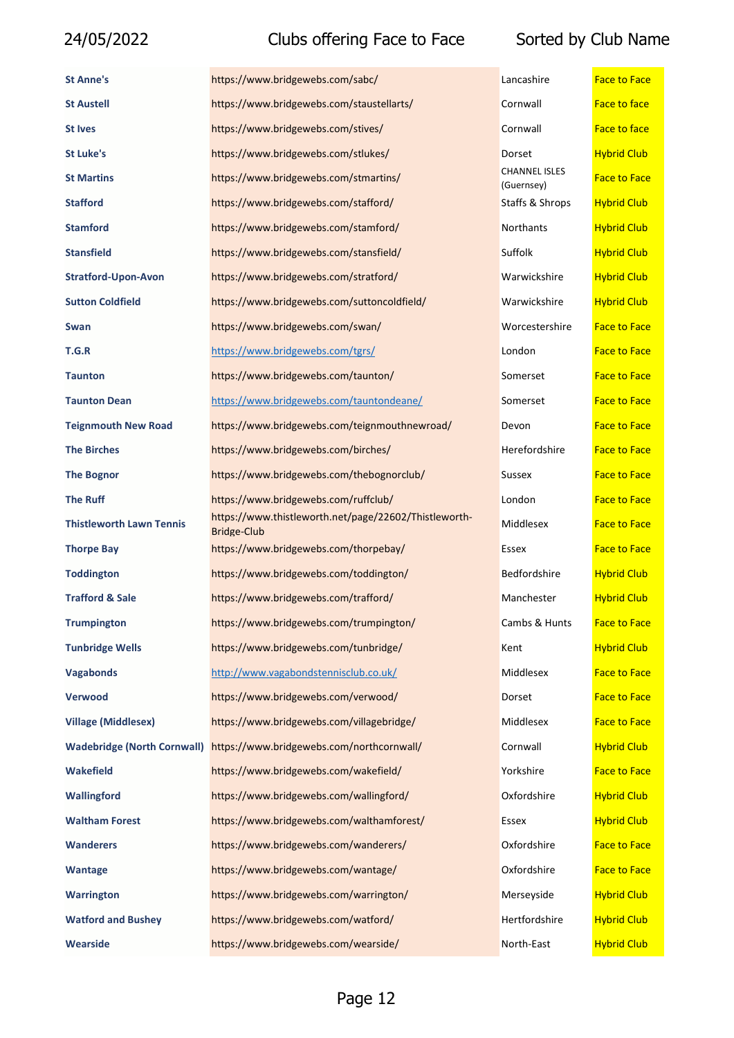| | | | |
|---|---|---|---|
| **St Anne's** | https://www.bridgewebs.com/sabc/ | Lancashire | Face to Face |
| **St Austell** | https://www.bridgewebs.com/staustellarts/ | Cornwall | Face to face |
| **St Ives** | https://www.bridgewebs.com/stives/ | Cornwall | Face to face |
| **St Luke's** | https://www.bridgewebs.com/stlukes/ | Dorset | Hybrid Club |
| **St Martins** | https://www.bridgewebs.com/stmartins/ | CHANNEL ISLES (Guernsey) | Face to Face |
| **Stafford** | https://www.bridgewebs.com/stafford/ | Staffs & Shrops | Hybrid Club |
| **Stamford** | https://www.bridgewebs.com/stamford/ | Northants | Hybrid Club |
| **Stansfield** | https://www.bridgewebs.com/stansfield/ | Suffolk | Hybrid Club |
| **Stratford-Upon-Avon** | https://www.bridgewebs.com/stratford/ | Warwickshire | Hybrid Club |
| **Sutton Coldfield** | https://www.bridgewebs.com/suttoncoldfield/ | Warwickshire | Hybrid Club |
| **Swan** | https://www.bridgewebs.com/swan/ | Worcestershire | Face to Face |
| **T.G.R** | https://www.bridgewebs.com/tgrs/ | London | Face to Face |
| **Taunton** | https://www.bridgewebs.com/taunton/ | Somerset | Face to Face |
| **Taunton Dean** | https://www.bridgewebs.com/tauntondeane/ | Somerset | Face to Face |
| **Teignmouth New Road** | https://www.bridgewebs.com/teignmouthnewroad/ | Devon | Face to Face |
| **The Birches** | https://www.bridgewebs.com/birches/ | Herefordshire | Face to Face |
| **The Bognor** | https://www.bridgewebs.com/thebognorclub/ | Sussex | Face to Face |
| **The Ruff** | https://www.bridgewebs.com/ruffclub/ | London | Face to Face |
| **Thistleworth Lawn Tennis** | https://www.thistleworth.net/page/22602/Thistleworth-Bridge-Club | Middlesex | Face to Face |
| **Thorpe Bay** | https://www.bridgewebs.com/thorpebay/ | Essex | Face to Face |
| **Toddington** | https://www.bridgewebs.com/toddington/ | Bedfordshire | Hybrid Club |
| **Trafford & Sale** | https://www.bridgewebs.com/trafford/ | Manchester | Hybrid Club |
| **Trumpington** | https://www.bridgewebs.com/trumpington/ | Cambs & Hunts | Face to Face |
| **Tunbridge Wells** | https://www.bridgewebs.com/tunbridge/ | Kent | Hybrid Club |
| **Vagabonds** | http://www.vagabondstennisclub.co.uk/ | Middlesex | Face to Face |
| **Verwood** | https://www.bridgewebs.com/verwood/ | Dorset | Face to Face |
| **Village (Middlesex)** | https://www.bridgewebs.com/villagebridge/ | Middlesex | Face to Face |
| **Wadebridge (North Cornwall)** | https://www.bridgewebs.com/northcornwall/ | Cornwall | Hybrid Club |
| **Wakefield** | https://www.bridgewebs.com/wakefield/ | Yorkshire | Face to Face |
| **Wallingford** | https://www.bridgewebs.com/wallingford/ | Oxfordshire | Hybrid Club |
| **Waltham Forest** | https://www.bridgewebs.com/walthamforest/ | Essex | Hybrid Club |
| **Wanderers** | https://www.bridgewebs.com/wanderers/ | Oxfordshire | Face to Face |
| **Wantage** | https://www.bridgewebs.com/wantage/ | Oxfordshire | Face to Face |
| **Warrington** | https://www.bridgewebs.com/warrington/ | Merseyside | Hybrid Club |
| **Watford and Bushey** | https://www.bridgewebs.com/watford/ | Hertfordshire | Hybrid Club |
| **Wearside** | https://www.bridgewebs.com/wearside/ | North-East | Hybrid Club |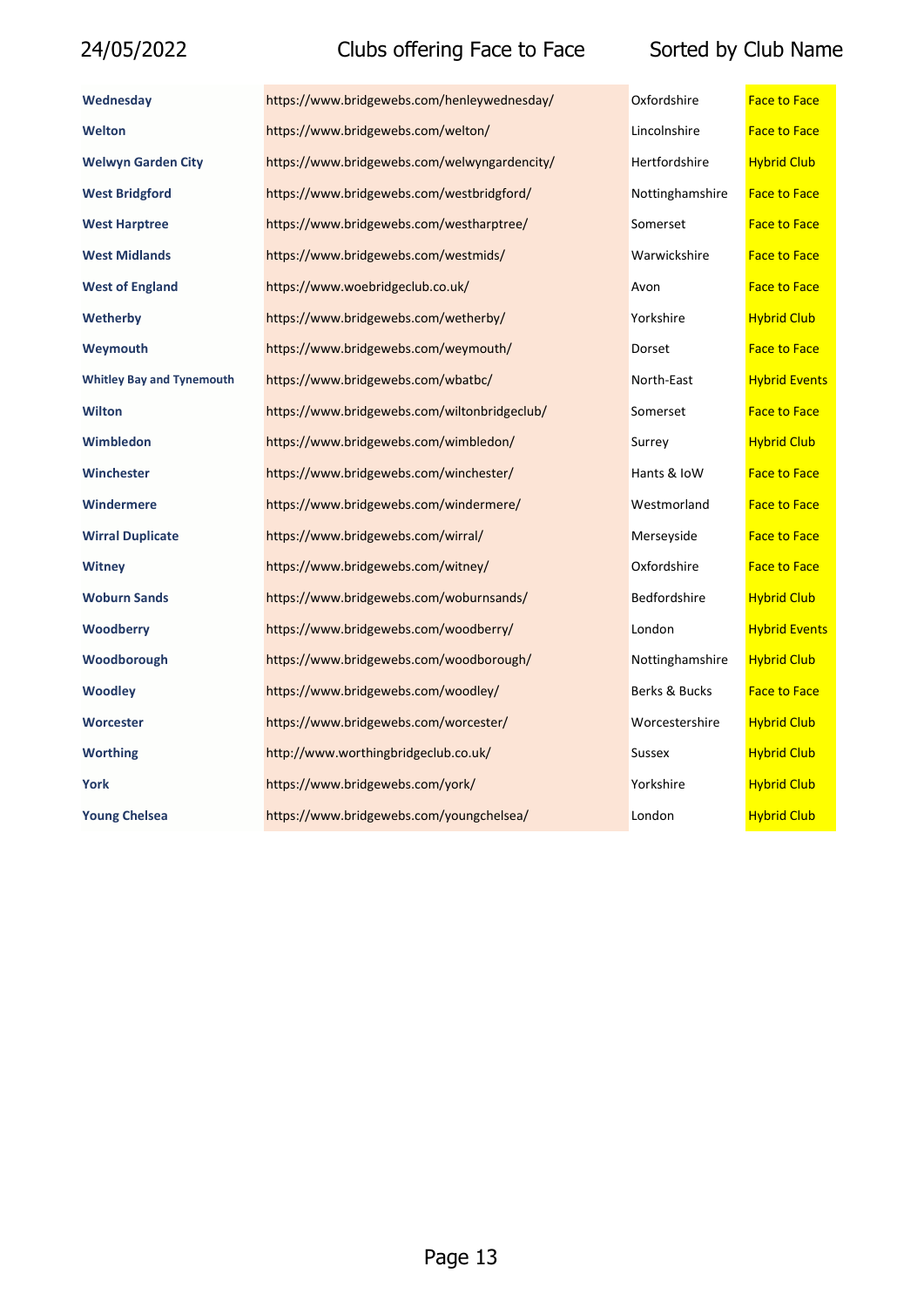| | | | |
|---|---|---|---|
| **Wednesday** | https://www.bridgewebs.com/henleywednesday/ | Oxfordshire | Face to Face |
| **Welton** | https://www.bridgewebs.com/welton/ | Lincolnshire | Face to Face |
| **Welwyn Garden City** | https://www.bridgewebs.com/welwyngardencity/ | Hertfordshire | Hybrid Club |
| **West Bridgford** | https://www.bridgewebs.com/westbridgford/ | Nottinghamshire | Face to Face |
| **West Harptree** | https://www.bridgewebs.com/westharptree/ | Somerset | Face to Face |
| **West Midlands** | https://www.bridgewebs.com/westmids/ | Warwickshire | Face to Face |
| **West of England** | https://www.woebridgeclub.co.uk/ | Avon | Face to Face |
| **Wetherby** | https://www.bridgewebs.com/wetherby/ | Yorkshire | Hybrid Club |
| **Weymouth** | https://www.bridgewebs.com/weymouth/ | Dorset | Face to Face |
| **Whitley Bay and Tynemouth** | https://www.bridgewebs.com/wbatbc/ | North-East | Hybrid Events |
| **Wilton** | https://www.bridgewebs.com/wiltonbridgeclub/ | Somerset | Face to Face |
| **Wimbledon** | https://www.bridgewebs.com/wimbledon/ | Surrey | Hybrid Club |
| **Winchester** | https://www.bridgewebs.com/winchester/ | Hants & IoW | Face to Face |
| **Windermere** | https://www.bridgewebs.com/windermere/ | Westmorland | Face to Face |
| **Wirral Duplicate** | https://www.bridgewebs.com/wirral/ | Merseyside | Face to Face |
| **Witney** | https://www.bridgewebs.com/witney/ | Oxfordshire | Face to Face |
| **Woburn Sands** | https://www.bridgewebs.com/woburnsands/ | Bedfordshire | Hybrid Club |
| **Woodberry** | https://www.bridgewebs.com/woodberry/ | London | Hybrid Events |
| **Woodborough** | https://www.bridgewebs.com/woodborough/ | Nottinghamshire | Hybrid Club |
| **Woodley** | https://www.bridgewebs.com/woodley/ | Berks & Bucks | Face to Face |
| **Worcester** | https://www.bridgewebs.com/worcester/ | Worcestershire | Hybrid Club |
| **Worthing** | http://www.worthingbridgeclub.co.uk/ | Sussex | Hybrid Club |
| **York** | https://www.bridgewebs.com/york/ | Yorkshire | Hybrid Club |
| **Young Chelsea** | https://www.bridgewebs.com/youngchelsea/ | London | Hybrid Club |